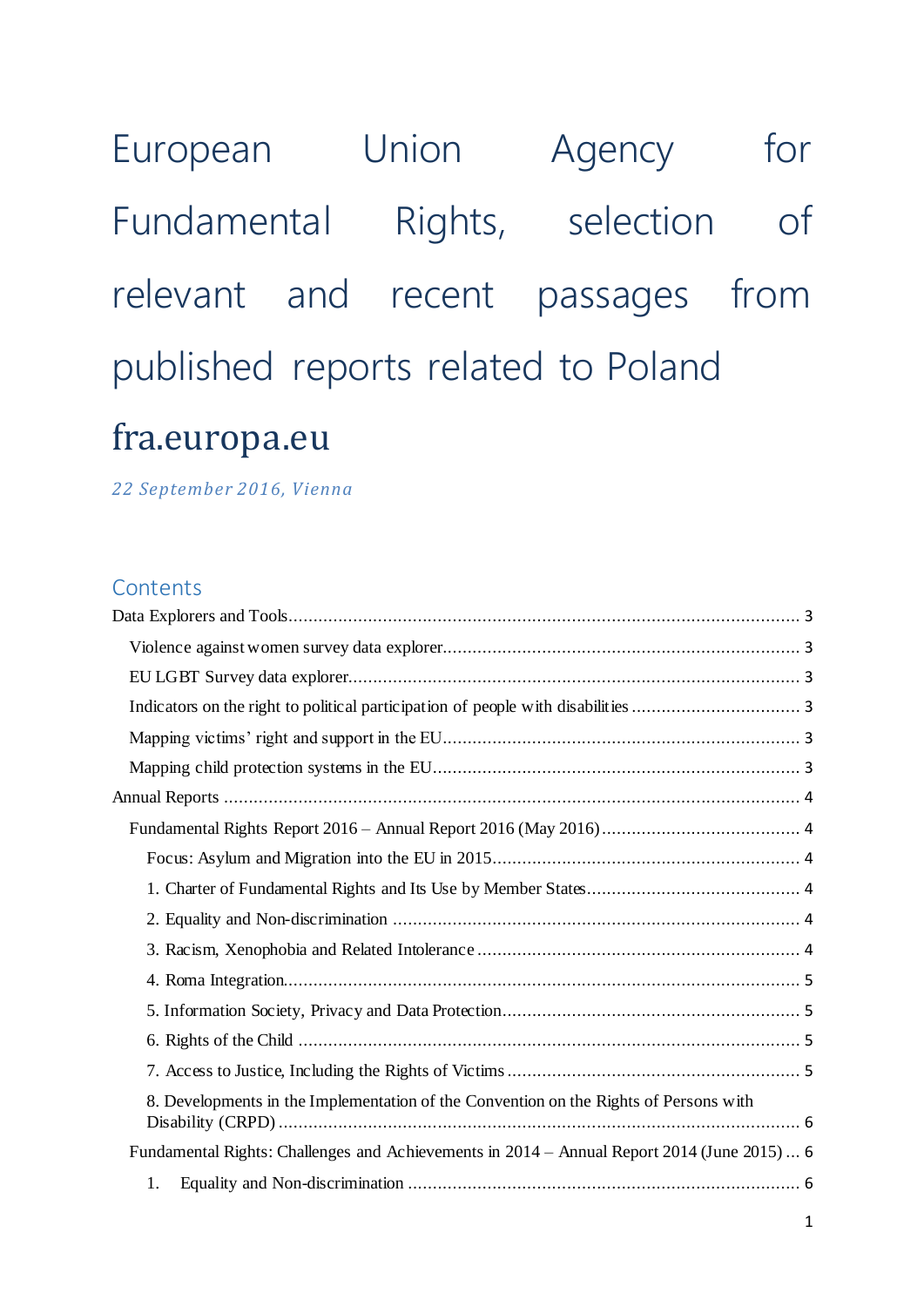# European Union Agency for Fundamental Rights, selection of relevant and recent passages from published reports related to Poland

## fra.europa.eu

*22 September 2016, Vienna*

## Contents

Data Explorers and Tools ........................................................................................................ 3

- Violence against women survey data explorer ........................................................................ 3
- EU LGBT Survey data explorer ........................................................................................... 3
- Indicators on the right to political participation of people with disabilities .................................. 3
- Mapping victims' right and support in the EU ........................................................................ 3
- Mapping child protection systems in the EU .......................................................................... 3

Annual Reports ..................................................................................................................... 4

- Fundamental Rights Report 2016 – Annual Report 2016 (May 2016) ......................................... 4
  - Focus: Asylum and Migration into the EU in 2015 .............................................................. 4
  - 1. Charter of Fundamental Rights and Its Use by Member States ........................................... 4
  - 2. Equality and Non-discrimination .................................................................................. 4
  - 3. Racism, Xenophobia and Related Intolerance ................................................................. 4
  - 4. Roma Integration ........................................................................................................ 5
  - 5. Information Society, Privacy and Data Protection ........................................................... 5
  - 6. Rights of the Child ...................................................................................................... 5
  - 7. Access to Justice, Including the Rights of Victims ........................................................... 5
  - 8. Developments in the Implementation of the Convention on the Rights of Persons with Disability (CRPD) ......................................................................................................... 6
- Fundamental Rights: Challenges and Achievements in 2014 – Annual Report 2014 (June 2015) ... 6
  - 1. Equality and Non-discrimination ................................................................................... 6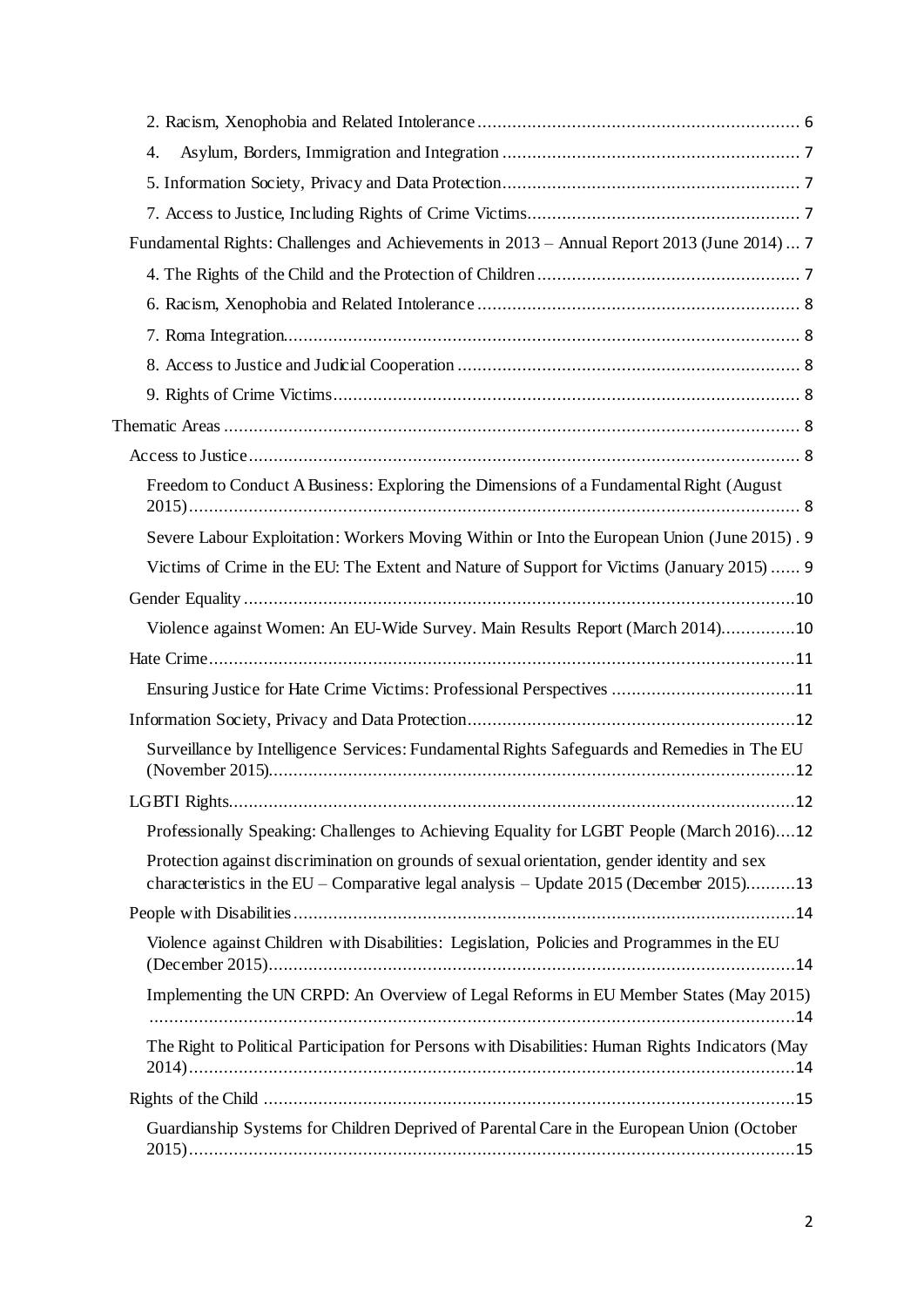- 2. Racism, Xenophobia and Related Intolerance ........................................................................ 6
- 4. Asylum, Borders, Immigration and Integration ........................................................................ 7
- 5. Information Society, Privacy and Data Protection........................................................................ 7
- 7. Access to Justice, Including Rights of Crime Victims........................................................................ 7

Fundamental Rights: Challenges and Achievements in 2013 – Annual Report 2013 (June 2014) ... 7

- 4. The Rights of the Child and the Protection of Children........................................................................ 7
- 6. Racism, Xenophobia and Related Intolerance ........................................................................ 8
- 7. Roma Integration........................................................................ 8
- 8. Access to Justice and Judicial Cooperation ........................................................................ 8
- 9. Rights of Crime Victims........................................................................ 8

Thematic Areas ........................................................................ 8

Access to Justice........................................................................ 8

Freedom to Conduct A Business: Exploring the Dimensions of a Fundamental Right (August 2015)........................................................................ 8

Severe Labour Exploitation: Workers Moving Within or Into the European Union (June 2015) . 9

Victims of Crime in the EU: The Extent and Nature of Support for Victims (January 2015) ...... 9

Gender Equality........................................................................10

Violence against Women: An EU-Wide Survey. Main Results Report (March 2014)...............10

Hate Crime........................................................................11

Ensuring Justice for Hate Crime Victims: Professional Perspectives ........................................11

Information Society, Privacy and Data Protection........................................................................12

Surveillance by Intelligence Services: Fundamental Rights Safeguards and Remedies in The EU (November 2015)........................................................................12

LGBTI Rights........................................................................12

Professionally Speaking: Challenges to Achieving Equality for LGBT People (March 2016)....12

Protection against discrimination on grounds of sexual orientation, gender identity and sex characteristics in the EU – Comparative legal analysis – Update 2015 (December 2015)..........13

People with Disabilities........................................................................14

Violence against Children with Disabilities: Legislation, Policies and Programmes in the EU (December 2015)........................................................................14

Implementing the UN CRPD: An Overview of Legal Reforms in EU Member States (May 2015) ........................................................................14

The Right to Political Participation for Persons with Disabilities: Human Rights Indicators (May 2014)........................................................................14

Rights of the Child ........................................................................15

Guardianship Systems for Children Deprived of Parental Care in the European Union (October 2015)........................................................................15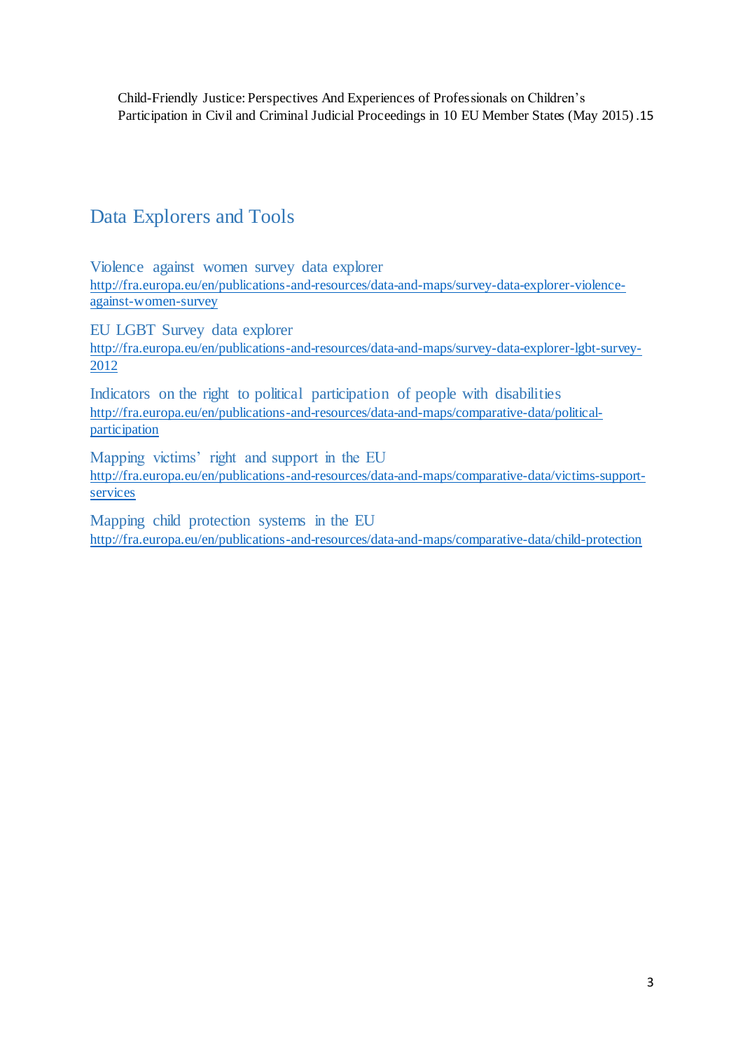Child-Friendly Justice: Perspectives And Experiences of Professionals on Children's Participation in Civil and Criminal Judicial Proceedings in 10 EU Member States (May 2015) .15

## Data Explorers and Tools

Violence against women survey data explorer
http://fra.europa.eu/en/publications-and-resources/data-and-maps/survey-data-explorer-violence-against-women-survey

EU LGBT Survey data explorer
http://fra.europa.eu/en/publications-and-resources/data-and-maps/survey-data-explorer-lgbt-survey-2012

Indicators on the right to political participation of people with disabilities
http://fra.europa.eu/en/publications-and-resources/data-and-maps/comparative-data/political-participation

Mapping victims' right and support in the EU
http://fra.europa.eu/en/publications-and-resources/data-and-maps/comparative-data/victims-support-services

Mapping child protection systems in the EU
http://fra.europa.eu/en/publications-and-resources/data-and-maps/comparative-data/child-protection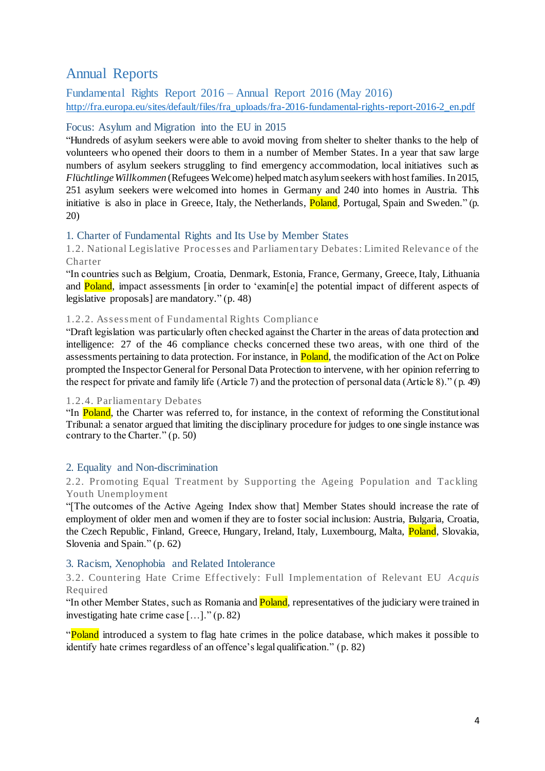# Annual Reports

## Fundamental Rights Report 2016 – Annual Report 2016 (May 2016)

http://fra.europa.eu/sites/default/files/fra_uploads/fra-2016-fundamental-rights-report-2016-2_en.pdf

### Focus: Asylum and Migration into the EU in 2015

"Hundreds of asylum seekers were able to avoid moving from shelter to shelter thanks to the help of volunteers who opened their doors to them in a number of Member States. In a year that saw large numbers of asylum seekers struggling to find emergency accommodation, local initiatives such as *Flüchtlinge Willkommen* (Refugees Welcome) helped match asylum seekers with host families. In 2015, 251 asylum seekers were welcomed into homes in Germany and 240 into homes in Austria. This initiative is also in place in Greece, Italy, the Netherlands, Poland, Portugal, Spain and Sweden." (p. 20)

### 1. Charter of Fundamental Rights and Its Use by Member States

#### 1.2. National Legislative Processes and Parliamentary Debates: Limited Relevance of the Charter

"In countries such as Belgium, Croatia, Denmark, Estonia, France, Germany, Greece, Italy, Lithuania and Poland, impact assessments [in order to 'examin[e] the potential impact of different aspects of legislative proposals] are mandatory." (p. 48)

#### 1.2.2. Assessment of Fundamental Rights Compliance

"Draft legislation was particularly often checked against the Charter in the areas of data protection and intelligence: 27 of the 46 compliance checks concerned these two areas, with one third of the assessments pertaining to data protection. For instance, in Poland, the modification of the Act on Police prompted the Inspector General for Personal Data Protection to intervene, with her opinion referring to the respect for private and family life (Article 7) and the protection of personal data (Article 8)." (p. 49)

#### 1.2.4. Parliamentary Debates

"In Poland, the Charter was referred to, for instance, in the context of reforming the Constitutional Tribunal: a senator argued that limiting the disciplinary procedure for judges to one single instance was contrary to the Charter." (p. 50)

### 2. Equality and Non-discrimination

#### 2.2. Promoting Equal Treatment by Supporting the Ageing Population and Tackling Youth Unemployment

"[The outcomes of the Active Ageing Index show that] Member States should increase the rate of employment of older men and women if they are to foster social inclusion: Austria, Bulgaria, Croatia, the Czech Republic, Finland, Greece, Hungary, Ireland, Italy, Luxembourg, Malta, Poland, Slovakia, Slovenia and Spain." (p. 62)

### 3. Racism, Xenophobia and Related Intolerance

#### 3.2. Countering Hate Crime Effectively: Full Implementation of Relevant EU *Acquis* Required

"In other Member States, such as Romania and Poland, representatives of the judiciary were trained in investigating hate crime case […]." (p. 82)

"Poland introduced a system to flag hate crimes in the police database, which makes it possible to identify hate crimes regardless of an offence's legal qualification." (p. 82)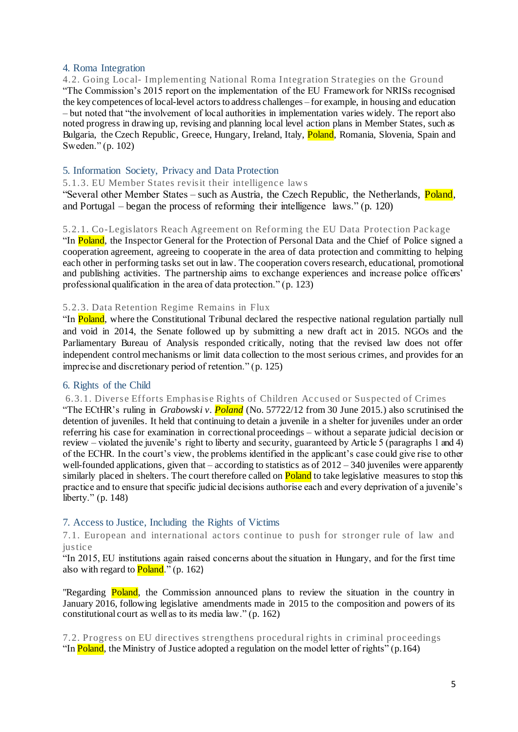## 4. Roma Integration

### 4.2. Going Local- Implementing National Roma Integration Strategies on the Ground

"The Commission's 2015 report on the implementation of the EU Framework for NRISs recognised the key competences of local-level actors to address challenges – for example, in housing and education – but noted that "the involvement of local authorities in implementation varies widely. The report also noted progress in drawing up, revising and planning local level action plans in Member States, such as Bulgaria, the Czech Republic, Greece, Hungary, Ireland, Italy, Poland, Romania, Slovenia, Spain and Sweden." (p. 102)

## 5. Information Society, Privacy and Data Protection

### 5.1.3. EU Member States revisit their intelligence laws

"Several other Member States – such as Austria, the Czech Republic, the Netherlands, Poland, and Portugal – began the process of reforming their intelligence laws." (p. 120)

### 5.2.1. Co-Legislators Reach Agreement on Reforming the EU Data Protection Package

"In Poland, the Inspector General for the Protection of Personal Data and the Chief of Police signed a cooperation agreement, agreeing to cooperate in the area of data protection and committing to helping each other in performing tasks set out in law. The cooperation covers research, educational, promotional and publishing activities. The partnership aims to exchange experiences and increase police officers' professional qualification in the area of data protection." (p. 123)

### 5.2.3. Data Retention Regime Remains in Flux

"In Poland, where the Constitutional Tribunal declared the respective national regulation partially null and void in 2014, the Senate followed up by submitting a new draft act in 2015. NGOs and the Parliamentary Bureau of Analysis responded critically, noting that the revised law does not offer independent control mechanisms or limit data collection to the most serious crimes, and provides for an imprecise and discretionary period of retention." (p. 125)

## 6. Rights of the Child

### 6.3.1. Diverse Efforts Emphasise Rights of Children Accused or Suspected of Crimes

"The ECtHR's ruling in *Grabowski v. Poland* (No. 57722/12 from 30 June 2015.) also scrutinised the detention of juveniles. It held that continuing to detain a juvenile in a shelter for juveniles under an order referring his case for examination in correctional proceedings – without a separate judicial decision or review – violated the juvenile's right to liberty and security, guaranteed by Article 5 (paragraphs 1 and 4) of the ECHR. In the court's view, the problems identified in the applicant's case could give rise to other well-founded applications, given that – according to statistics as of 2012 – 340 juveniles were apparently similarly placed in shelters. The court therefore called on Poland to take legislative measures to stop this practice and to ensure that specific judicial decisions authorise each and every deprivation of a juvenile's liberty." (p. 148)

## 7. Access to Justice, Including the Rights of Victims

### 7.1. European and international actors continue to push for stronger rule of law and justice

"In 2015, EU institutions again raised concerns about the situation in Hungary, and for the first time also with regard to Poland." (p. 162)

"Regarding Poland, the Commission announced plans to review the situation in the country in January 2016, following legislative amendments made in 2015 to the composition and powers of its constitutional court as well as to its media law." (p. 162)

### 7.2. Progress on EU directives strengthens procedural rights in criminal proceedings

"In Poland, the Ministry of Justice adopted a regulation on the model letter of rights" (p.164)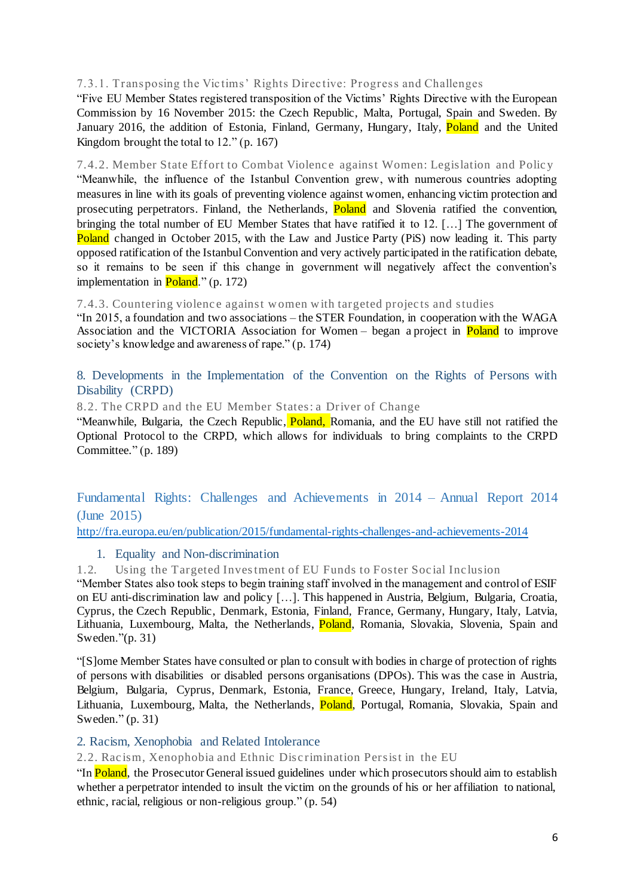#### 7.3.1. Transposing the Victims' Rights Directive: Progress and Challenges

"Five EU Member States registered transposition of the Victims' Rights Directive with the European Commission by 16 November 2015: the Czech Republic, Malta, Portugal, Spain and Sweden. By January 2016, the addition of Estonia, Finland, Germany, Hungary, Italy, Poland and the United Kingdom brought the total to 12." (p. 167)

#### 7.4.2. Member State Effort to Combat Violence against Women: Legislation and Policy

"Meanwhile, the influence of the Istanbul Convention grew, with numerous countries adopting measures in line with its goals of preventing violence against women, enhancing victim protection and prosecuting perpetrators. Finland, the Netherlands, Poland and Slovenia ratified the convention, bringing the total number of EU Member States that have ratified it to 12. […] The government of Poland changed in October 2015, with the Law and Justice Party (PiS) now leading it. This party opposed ratification of the Istanbul Convention and very actively participated in the ratification debate, so it remains to be seen if this change in government will negatively affect the convention's implementation in Poland." (p. 172)

#### 7.4.3. Countering violence against women with targeted projects and studies

"In 2015, a foundation and two associations – the STER Foundation, in cooperation with the WAGA Association and the VICTORIA Association for Women – began a project in Poland to improve society's knowledge and awareness of rape." (p. 174)

### 8. Developments in the Implementation of the Convention on the Rights of Persons with Disability (CRPD)

#### 8.2. The CRPD and the EU Member States: a Driver of Change

"Meanwhile, Bulgaria, the Czech Republic, Poland, Romania, and the EU have still not ratified the Optional Protocol to the CRPD, which allows for individuals to bring complaints to the CRPD Committee." (p. 189)

## Fundamental Rights: Challenges and Achievements in 2014 – Annual Report 2014 (June 2015)

http://fra.europa.eu/en/publication/2015/fundamental-rights-challenges-and-achievements-2014

### 1. Equality and Non-discrimination

#### 1.2. Using the Targeted Investment of EU Funds to Foster Social Inclusion

"Member States also took steps to begin training staff involved in the management and control of ESIF on EU anti-discrimination law and policy […]. This happened in Austria, Belgium, Bulgaria, Croatia, Cyprus, the Czech Republic, Denmark, Estonia, Finland, France, Germany, Hungary, Italy, Latvia, Lithuania, Luxembourg, Malta, the Netherlands, Poland, Romania, Slovakia, Slovenia, Spain and Sweden."(p. 31)

"[S]ome Member States have consulted or plan to consult with bodies in charge of protection of rights of persons with disabilities or disabled persons organisations (DPOs). This was the case in Austria, Belgium, Bulgaria, Cyprus, Denmark, Estonia, France, Greece, Hungary, Ireland, Italy, Latvia, Lithuania, Luxembourg, Malta, the Netherlands, Poland, Portugal, Romania, Slovakia, Spain and Sweden." (p. 31)

### 2. Racism, Xenophobia and Related Intolerance

#### 2.2. Racism, Xenophobia and Ethnic Discrimination Persist in the EU

"In Poland, the Prosecutor General issued guidelines under which prosecutors should aim to establish whether a perpetrator intended to insult the victim on the grounds of his or her affiliation to national, ethnic, racial, religious or non-religious group." (p. 54)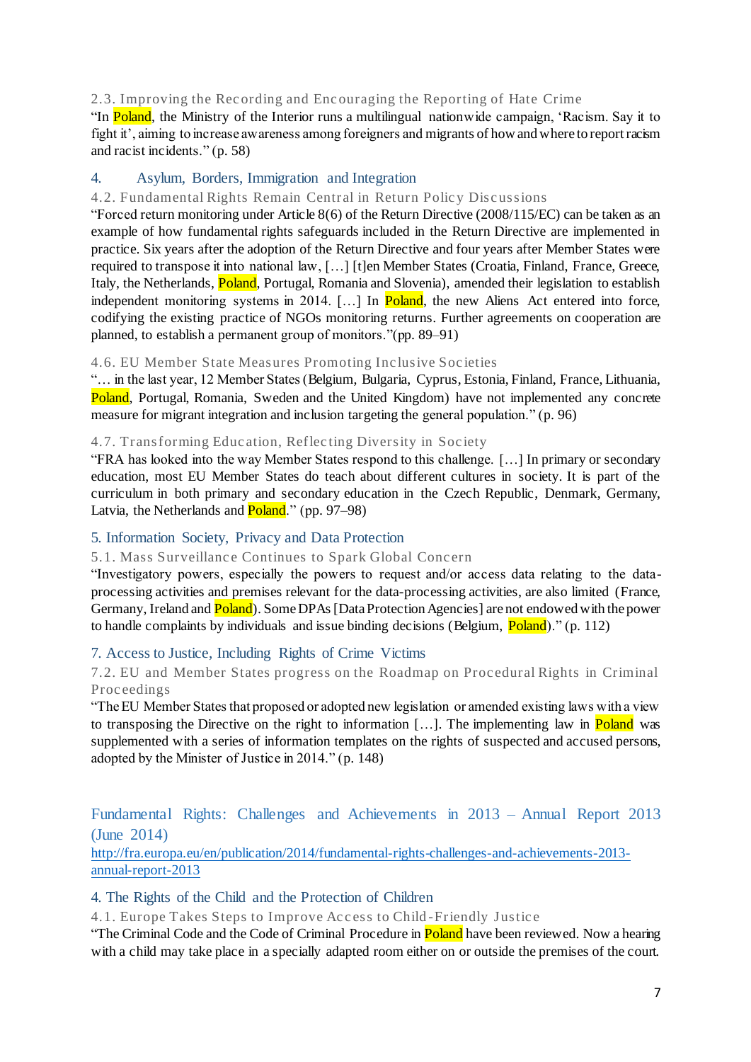### 2.3. Improving the Recording and Encouraging the Reporting of Hate Crime

"In Poland, the Ministry of the Interior runs a multilingual nationwide campaign, 'Racism. Say it to fight it', aiming to increase awareness among foreigners and migrants of how and where to report racism and racist incidents." (p. 58)

## 4. Asylum, Borders, Immigration and Integration

### 4.2. Fundamental Rights Remain Central in Return Policy Discussions

"Forced return monitoring under Article 8(6) of the Return Directive (2008/115/EC) can be taken as an example of how fundamental rights safeguards included in the Return Directive are implemented in practice. Six years after the adoption of the Return Directive and four years after Member States were required to transpose it into national law, […] [t]en Member States (Croatia, Finland, France, Greece, Italy, the Netherlands, Poland, Portugal, Romania and Slovenia), amended their legislation to establish independent monitoring systems in 2014. […] In Poland, the new Aliens Act entered into force, codifying the existing practice of NGOs monitoring returns. Further agreements on cooperation are planned, to establish a permanent group of monitors."(pp. 89–91)

### 4.6. EU Member State Measures Promoting Inclusive Societies

"… in the last year, 12 Member States (Belgium, Bulgaria, Cyprus, Estonia, Finland, France, Lithuania, Poland, Portugal, Romania, Sweden and the United Kingdom) have not implemented any concrete measure for migrant integration and inclusion targeting the general population." (p. 96)

### 4.7. Transforming Education, Reflecting Diversity in Society

"FRA has looked into the way Member States respond to this challenge. […] In primary or secondary education, most EU Member States do teach about different cultures in society. It is part of the curriculum in both primary and secondary education in the Czech Republic, Denmark, Germany, Latvia, the Netherlands and Poland." (pp. 97–98)

## 5. Information Society, Privacy and Data Protection

### 5.1. Mass Surveillance Continues to Spark Global Concern

"Investigatory powers, especially the powers to request and/or access data relating to the data-processing activities and premises relevant for the data-processing activities, are also limited (France, Germany, Ireland and Poland). Some DPAs [Data Protection Agencies] are not endowed with the power to handle complaints by individuals and issue binding decisions (Belgium, Poland)." (p. 112)

## 7. Access to Justice, Including Rights of Crime Victims

### 7.2. EU and Member States progress on the Roadmap on Procedural Rights in Criminal Proceedings

"The EU Member States that proposed or adopted new legislation or amended existing laws with a view to transposing the Directive on the right to information […]. The implementing law in Poland was supplemented with a series of information templates on the rights of suspected and accused persons, adopted by the Minister of Justice in 2014." (p. 148)

# Fundamental Rights: Challenges and Achievements in 2013 – Annual Report 2013 (June 2014)

http://fra.europa.eu/en/publication/2014/fundamental-rights-challenges-and-achievements-2013-annual-report-2013

## 4. The Rights of the Child and the Protection of Children

### 4.1. Europe Takes Steps to Improve Access to Child-Friendly Justice

"The Criminal Code and the Code of Criminal Procedure in Poland have been reviewed. Now a hearing with a child may take place in a specially adapted room either on or outside the premises of the court.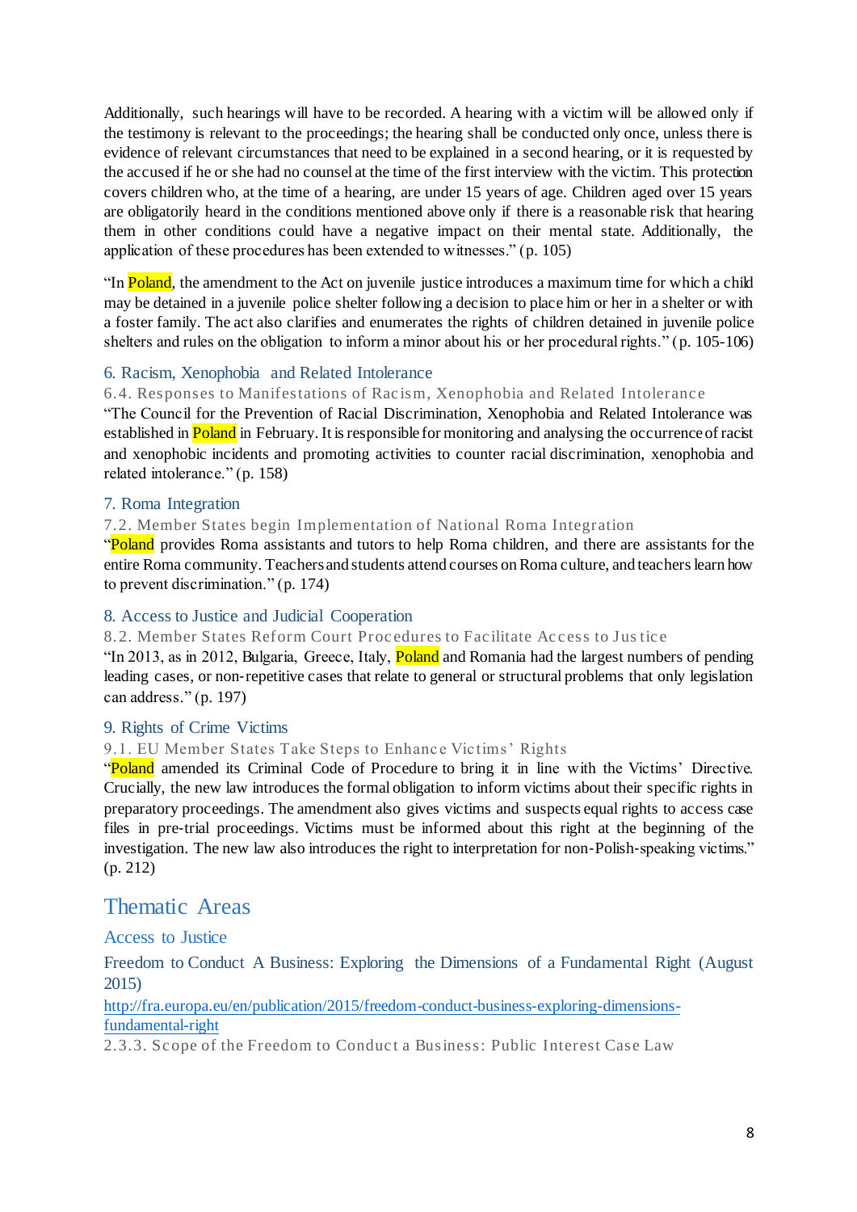Additionally, such hearings will have to be recorded. A hearing with a victim will be allowed only if the testimony is relevant to the proceedings; the hearing shall be conducted only once, unless there is evidence of relevant circumstances that need to be explained in a second hearing, or it is requested by the accused if he or she had no counsel at the time of the first interview with the victim. This protection covers children who, at the time of a hearing, are under 15 years of age. Children aged over 15 years are obligatorily heard in the conditions mentioned above only if there is a reasonable risk that hearing them in other conditions could have a negative impact on their mental state. Additionally, the application of these procedures has been extended to witnesses." (p. 105)

"In Poland, the amendment to the Act on juvenile justice introduces a maximum time for which a child may be detained in a juvenile police shelter following a decision to place him or her in a shelter or with a foster family. The act also clarifies and enumerates the rights of children detained in juvenile police shelters and rules on the obligation to inform a minor about his or her procedural rights." (p. 105-106)

### 6. Racism, Xenophobia and Related Intolerance

#### 6.4. Responses to Manifestations of Racism, Xenophobia and Related Intolerance

"The Council for the Prevention of Racial Discrimination, Xenophobia and Related Intolerance was established in Poland in February. It is responsible for monitoring and analysing the occurrence of racist and xenophobic incidents and promoting activities to counter racial discrimination, xenophobia and related intolerance." (p. 158)

### 7. Roma Integration

#### 7.2. Member States begin Implementation of National Roma Integration

"Poland provides Roma assistants and tutors to help Roma children, and there are assistants for the entire Roma community. Teachers and students attend courses on Roma culture, and teachers learn how to prevent discrimination." (p. 174)

### 8. Access to Justice and Judicial Cooperation

#### 8.2. Member States Reform Court Procedures to Facilitate Access to Justice

"In 2013, as in 2012, Bulgaria, Greece, Italy, Poland and Romania had the largest numbers of pending leading cases, or non-repetitive cases that relate to general or structural problems that only legislation can address." (p. 197)

### 9. Rights of Crime Victims

#### 9.1. EU Member States Take Steps to Enhance Victims' Rights

"Poland amended its Criminal Code of Procedure to bring it in line with the Victims' Directive. Crucially, the new law introduces the formal obligation to inform victims about their specific rights in preparatory proceedings. The amendment also gives victims and suspects equal rights to access case files in pre-trial proceedings. Victims must be informed about this right at the beginning of the investigation. The new law also introduces the right to interpretation for non-Polish-speaking victims." (p. 212)

# Thematic Areas

## Access to Justice

### Freedom to Conduct A Business: Exploring the Dimensions of a Fundamental Right (August 2015)

http://fra.europa.eu/en/publication/2015/freedom-conduct-business-exploring-dimensions-fundamental-right

#### 2.3.3. Scope of the Freedom to Conduct a Business: Public Interest Case Law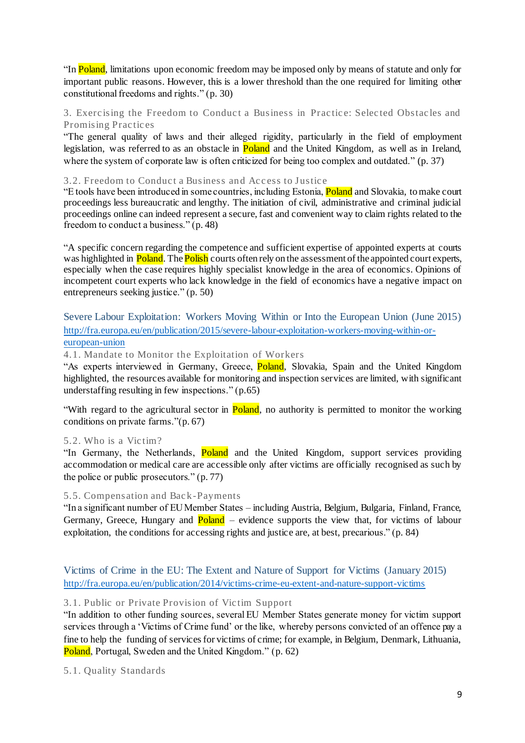"In Poland, limitations upon economic freedom may be imposed only by means of statute and only for important public reasons. However, this is a lower threshold than the one required for limiting other constitutional freedoms and rights." (p. 30)

#### 3. Exercising the Freedom to Conduct a Business in Practice: Selected Obstacles and Promising Practices

"The general quality of laws and their alleged rigidity, particularly in the field of employment legislation, was referred to as an obstacle in Poland and the United Kingdom, as well as in Ireland, where the system of corporate law is often criticized for being too complex and outdated." (p. 37)

#### 3.2. Freedom to Conduct a Business and Access to Justice

"E tools have been introduced in some countries, including Estonia, Poland and Slovakia, to make court proceedings less bureaucratic and lengthy. The initiation of civil, administrative and criminal judicial proceedings online can indeed represent a secure, fast and convenient way to claim rights related to the freedom to conduct a business." (p. 48)

"A specific concern regarding the competence and sufficient expertise of appointed experts at courts was highlighted in Poland. The Polish courts often rely on the assessment of the appointed court experts, especially when the case requires highly specialist knowledge in the area of economics. Opinions of incompetent court experts who lack knowledge in the field of economics have a negative impact on entrepreneurs seeking justice." (p. 50)

### Severe Labour Exploitation: Workers Moving Within or Into the European Union (June 2015)

http://fra.europa.eu/en/publication/2015/severe-labour-exploitation-workers-moving-within-or-european-union

#### 4.1. Mandate to Monitor the Exploitation of Workers

"As experts interviewed in Germany, Greece, Poland, Slovakia, Spain and the United Kingdom highlighted, the resources available for monitoring and inspection services are limited, with significant understaffing resulting in few inspections." (p.65)

"With regard to the agricultural sector in Poland, no authority is permitted to monitor the working conditions on private farms."(p. 67)

#### 5.2. Who is a Victim?

"In Germany, the Netherlands, Poland and the United Kingdom, support services providing accommodation or medical care are accessible only after victims are officially recognised as such by the police or public prosecutors." (p. 77)

#### 5.5. Compensation and Back-Payments

"In a significant number of EU Member States – including Austria, Belgium, Bulgaria, Finland, France, Germany, Greece, Hungary and Poland – evidence supports the view that, for victims of labour exploitation, the conditions for accessing rights and justice are, at best, precarious." (p. 84)

### Victims of Crime in the EU: The Extent and Nature of Support for Victims (January 2015)

http://fra.europa.eu/en/publication/2014/victims-crime-eu-extent-and-nature-support-victims

#### 3.1. Public or Private Provision of Victim Support

"In addition to other funding sources, several EU Member States generate money for victim support services through a 'Victims of Crime fund' or the like, whereby persons convicted of an offence pay a fine to help the funding of services for victims of crime; for example, in Belgium, Denmark, Lithuania, Poland, Portugal, Sweden and the United Kingdom." (p. 62)

#### 5.1. Quality Standards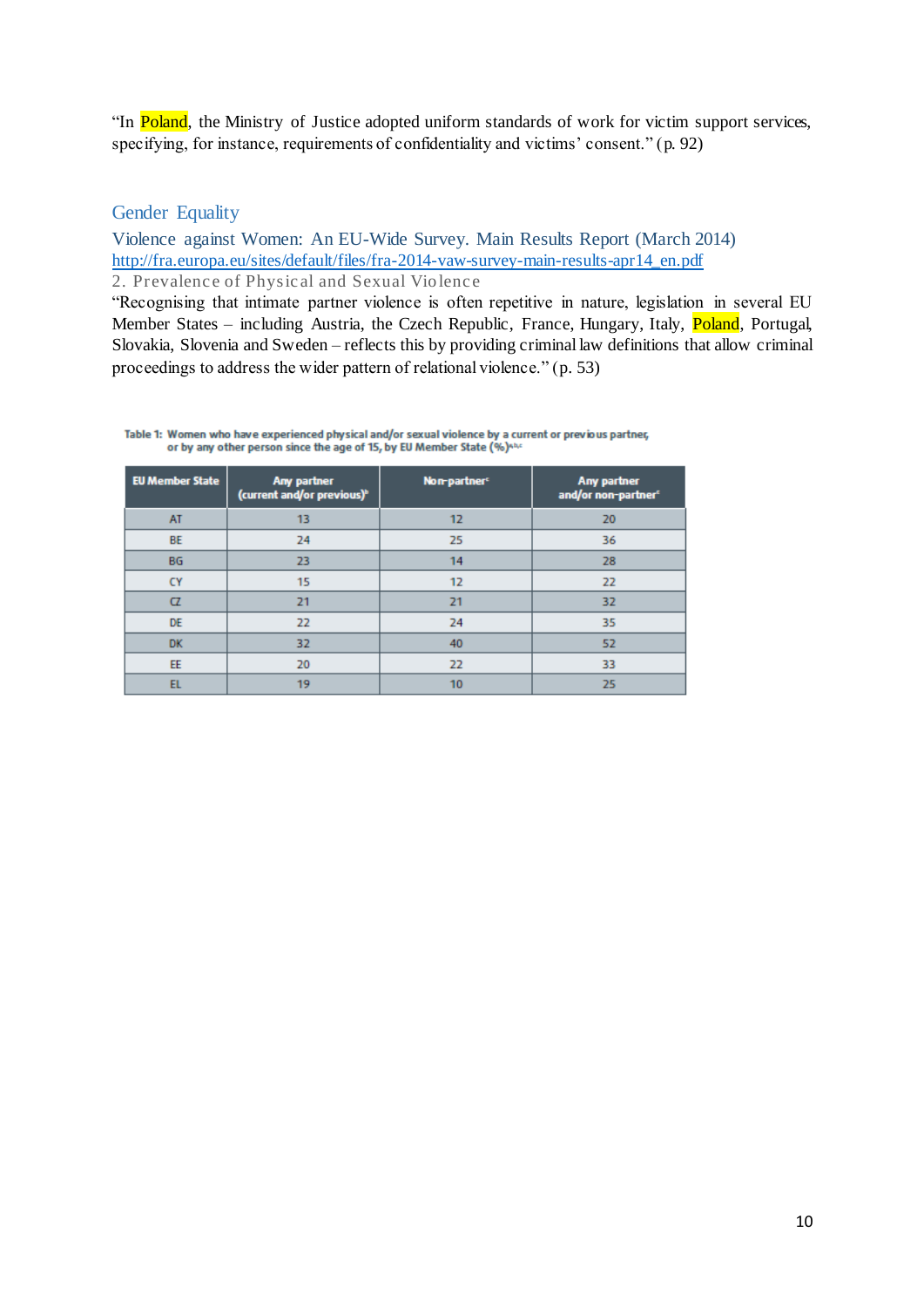"In Poland, the Ministry of Justice adopted uniform standards of work for victim support services, specifying, for instance, requirements of confidentiality and victims' consent." (p. 92)

## Gender Equality

### Violence against Women: An EU-Wide Survey. Main Results Report (March 2014)

[http://fra.europa.eu/sites/default/files/fra-2014-vaw-survey-main-results-apr14_en.pdf](http://fra.europa.eu/sites/default/files/fra-2014-vaw-survey-main-results-apr14_en.pdf)

2. Prevalence of Physical and Sexual Violence

"Recognising that intimate partner violence is often repetitive in nature, legislation in several EU Member States – including Austria, the Czech Republic, France, Hungary, Italy, Poland, Portugal, Slovakia, Slovenia and Sweden – reflects this by providing criminal law definitions that allow criminal proceedings to address the wider pattern of relational violence." (p. 53)

Table 1: Women who have experienced physical and/or sexual violence by a current or previous partner, or by any other person since the age of 15, by EU Member State (%)[a,b,c]

| EU Member State | Any partner (current and/or previous)[b] | Non-partner[c] | Any partner and/or non-partner[c] |
|---|---|---|---|
| AT | 13 | 12 | 20 |
| BE | 24 | 25 | 36 |
| BG | 23 | 14 | 28 |
| CY | 15 | 12 | 22 |
| CZ | 21 | 21 | 32 |
| DE | 22 | 24 | 35 |
| DK | 32 | 40 | 52 |
| EE | 20 | 22 | 33 |
| EL | 19 | 10 | 25 |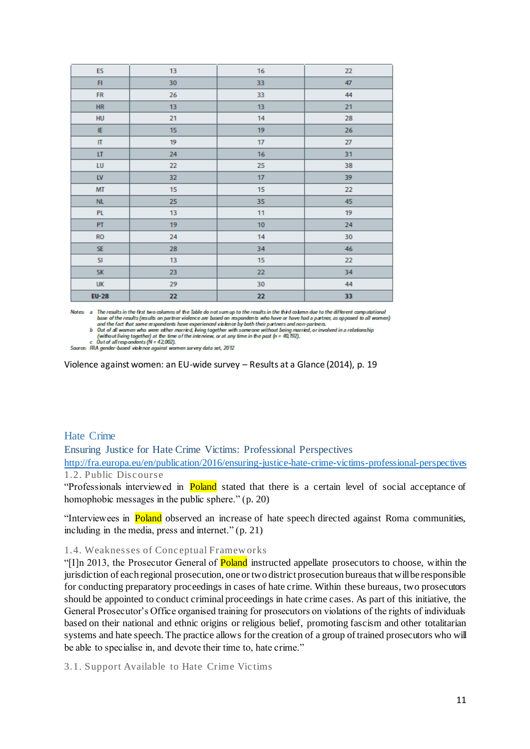| ES | 13 | 16 | 22 |
|---|---|---|---|
| FI | 30 | 33 | 47 |
| FR | 26 | 33 | 44 |
| HR | 13 | 13 | 21 |
| HU | 21 | 14 | 28 |
| IE | 15 | 19 | 26 |
| IT | 19 | 17 | 27 |
| LT | 24 | 16 | 31 |
| LU | 22 | 25 | 38 |
| LV | 32 | 17 | 39 |
| MT | 15 | 15 | 22 |
| NL | 25 | 35 | 45 |
| PL | 13 | 11 | 19 |
| PT | 19 | 10 | 24 |
| RO | 24 | 14 | 30 |
| SE | 28 | 34 | 46 |
| SI | 13 | 15 | 22 |
| SK | 23 | 22 | 34 |
| UK | 29 | 30 | 44 |
| EU-28 | 22 | 22 | 33 |

Notes: a The results in the first two columns of the Table do not sum up to the results in the third column due to the different computational base of the results (results on partner violence are based on respondents who have or have had a partner, as opposed to all women) and the fact that some respondents have experienced violence by both their partners and non-partners.
b Out of all women who were either married, living together with someone without being married, or involved in a relationship (without living together) at the time of the interview, or at any time in the past (n = 40,192).
c Out of all respondents (N = 42,002).
Source: FRA gender-based violence against women survey data set, 2012

Violence against women: an EU-wide survey – Results at a Glance (2014), p. 19

## Hate Crime

### Ensuring Justice for Hate Crime Victims: Professional Perspectives

http://fra.europa.eu/en/publication/2016/ensuring-justice-hate-crime-victims-professional-perspectives

#### 1.2. Public Discourse

"Professionals interviewed in Poland stated that there is a certain level of social acceptance of homophobic messages in the public sphere." (p. 20)

"Interviewees in Poland observed an increase of hate speech directed against Roma communities, including in the media, press and internet." (p. 21)

#### 1.4. Weaknesses of Conceptual Frameworks

"[I]n 2013, the Prosecutor General of Poland instructed appellate prosecutors to choose, within the jurisdiction of each regional prosecution, one or two district prosecution bureaus that will be responsible for conducting preparatory proceedings in cases of hate crime. Within these bureaus, two prosecutors should be appointed to conduct criminal proceedings in hate crime cases. As part of this initiative, the General Prosecutor's Office organised training for prosecutors on violations of the rights of individuals based on their national and ethnic origins or religious belief, promoting fascism and other totalitarian systems and hate speech. The practice allows for the creation of a group of trained prosecutors who will be able to specialise in, and devote their time to, hate crime."

#### 3.1. Support Available to Hate Crime Victims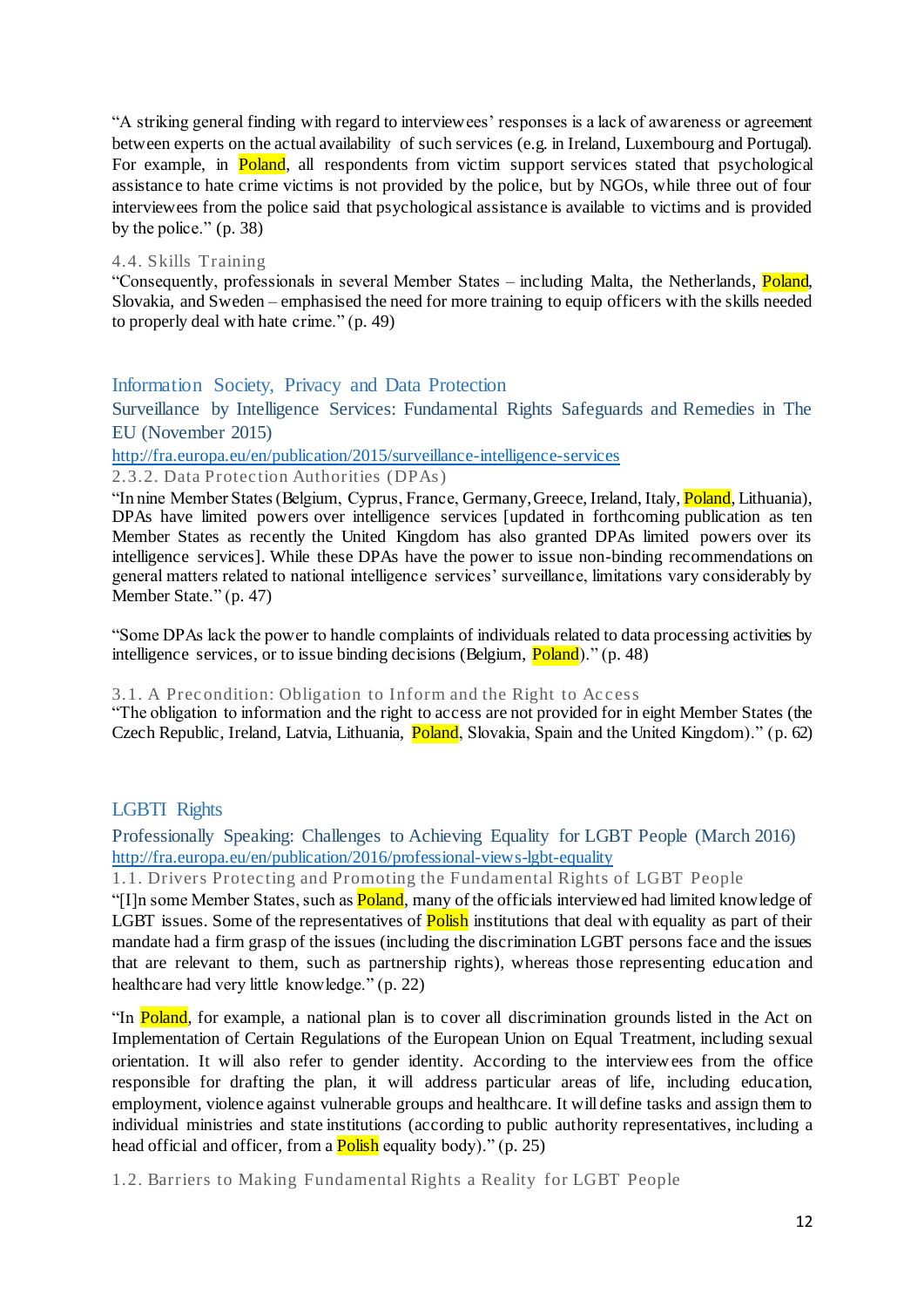"A striking general finding with regard to interviewees' responses is a lack of awareness or agreement between experts on the actual availability of such services (e.g. in Ireland, Luxembourg and Portugal). For example, in Poland, all respondents from victim support services stated that psychological assistance to hate crime victims is not provided by the police, but by NGOs, while three out of four interviewees from the police said that psychological assistance is available to victims and is provided by the police." (p. 38)

#### 4.4. Skills Training

"Consequently, professionals in several Member States – including Malta, the Netherlands, Poland, Slovakia, and Sweden – emphasised the need for more training to equip officers with the skills needed to properly deal with hate crime." (p. 49)

## Information Society, Privacy and Data Protection

### Surveillance by Intelligence Services: Fundamental Rights Safeguards and Remedies in The EU (November 2015)

http://fra.europa.eu/en/publication/2015/surveillance-intelligence-services

#### 2.3.2. Data Protection Authorities (DPAs)

"In nine Member States (Belgium, Cyprus, France, Germany, Greece, Ireland, Italy, Poland, Lithuania), DPAs have limited powers over intelligence services [updated in forthcoming publication as ten Member States as recently the United Kingdom has also granted DPAs limited powers over its intelligence services]. While these DPAs have the power to issue non-binding recommendations on general matters related to national intelligence services' surveillance, limitations vary considerably by Member State." (p. 47)

"Some DPAs lack the power to handle complaints of individuals related to data processing activities by intelligence services, or to issue binding decisions (Belgium, Poland)." (p. 48)

#### 3.1. A Precondition: Obligation to Inform and the Right to Access

"The obligation to information and the right to access are not provided for in eight Member States (the Czech Republic, Ireland, Latvia, Lithuania, Poland, Slovakia, Spain and the United Kingdom)." (p. 62)

## LGBTI Rights

### Professionally Speaking: Challenges to Achieving Equality for LGBT People (March 2016)

http://fra.europa.eu/en/publication/2016/professional-views-lgbt-equality

#### 1.1. Drivers Protecting and Promoting the Fundamental Rights of LGBT People

"[I]n some Member States, such as Poland, many of the officials interviewed had limited knowledge of LGBT issues. Some of the representatives of Polish institutions that deal with equality as part of their mandate had a firm grasp of the issues (including the discrimination LGBT persons face and the issues that are relevant to them, such as partnership rights), whereas those representing education and healthcare had very little knowledge." (p. 22)

"In Poland, for example, a national plan is to cover all discrimination grounds listed in the Act on Implementation of Certain Regulations of the European Union on Equal Treatment, including sexual orientation. It will also refer to gender identity. According to the interviewees from the office responsible for drafting the plan, it will address particular areas of life, including education, employment, violence against vulnerable groups and healthcare. It will define tasks and assign them to individual ministries and state institutions (according to public authority representatives, including a head official and officer, from a Polish equality body)." (p. 25)

#### 1.2. Barriers to Making Fundamental Rights a Reality for LGBT People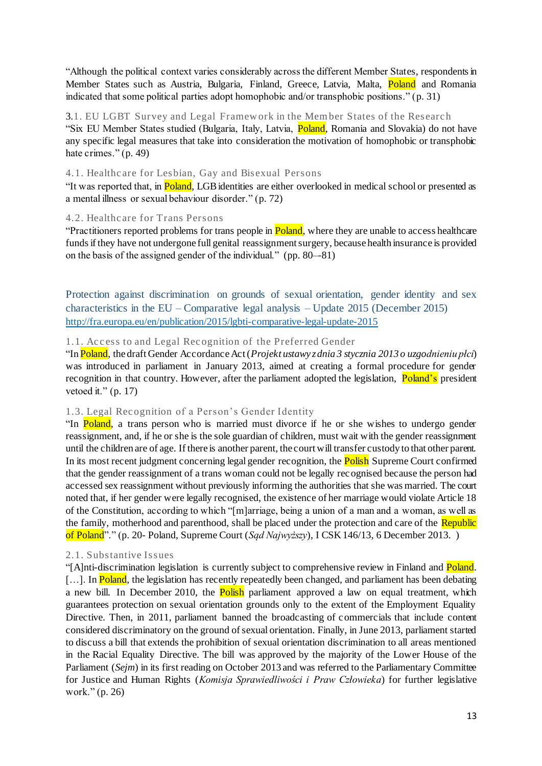"Although the political context varies considerably across the different Member States, respondents in Member States such as Austria, Bulgaria, Finland, Greece, Latvia, Malta, Poland and Romania indicated that some political parties adopt homophobic and/or transphobic positions." (p. 31)

3.1. EU LGBT Survey and Legal Framework in the Member States of the Research

"Six EU Member States studied (Bulgaria, Italy, Latvia, Poland, Romania and Slovakia) do not have any specific legal measures that take into consideration the motivation of homophobic or transphobic hate crimes." (p. 49)

4.1. Healthcare for Lesbian, Gay and Bisexual Persons

"It was reported that, in Poland, LGB identities are either overlooked in medical school or presented as a mental illness or sexual behaviour disorder." (p. 72)

4.2. Healthcare for Trans Persons

"Practitioners reported problems for trans people in Poland, where they are unable to access healthcare funds if they have not undergone full genital reassignment surgery, because health insurance is provided on the basis of the assigned gender of the individual." (pp. 80–-81)

Protection against discrimination on grounds of sexual orientation, gender identity and sex characteristics in the EU – Comparative legal analysis – Update 2015 (December 2015)
http://fra.europa.eu/en/publication/2015/lgbti-comparative-legal-update-2015

1.1. Access to and Legal Recognition of the Preferred Gender

"In Poland, the draft Gender Accordance Act (*Projekt ustawy z dnia 3 stycznia 2013 o uzgodnieniu płci*) was introduced in parliament in January 2013, aimed at creating a formal procedure for gender recognition in that country. However, after the parliament adopted the legislation, Poland's president vetoed it." (p. 17)

1.3. Legal Recognition of a Person's Gender Identity

"In Poland, a trans person who is married must divorce if he or she wishes to undergo gender reassignment, and, if he or she is the sole guardian of children, must wait with the gender reassignment until the children are of age. If there is another parent, the court will transfer custody to that other parent. In its most recent judgment concerning legal gender recognition, the Polish Supreme Court confirmed that the gender reassignment of a trans woman could not be legally recognised because the person had accessed sex reassignment without previously informing the authorities that she was married. The court noted that, if her gender were legally recognised, the existence of her marriage would violate Article 18 of the Constitution, according to which "[m]arriage, being a union of a man and a woman, as well as the family, motherhood and parenthood, shall be placed under the protection and care of the Republic of Poland"." (p. 20- Poland, Supreme Court (*Sąd Najwyższy*), I CSK 146/13, 6 December 2013. )

2.1. Substantive Issues

"[A]nti-discrimination legislation is currently subject to comprehensive review in Finland and Poland. [...]. In Poland, the legislation has recently repeatedly been changed, and parliament has been debating a new bill. In December 2010, the Polish parliament approved a law on equal treatment, which guarantees protection on sexual orientation grounds only to the extent of the Employment Equality Directive. Then, in 2011, parliament banned the broadcasting of commercials that include content considered discriminatory on the ground of sexual orientation. Finally, in June 2013, parliament started to discuss a bill that extends the prohibition of sexual orientation discrimination to all areas mentioned in the Racial Equality Directive. The bill was approved by the majority of the Lower House of the Parliament (*Sejm*) in its first reading on October 2013 and was referred to the Parliamentary Committee for Justice and Human Rights (*Komisja Sprawiedliwości i Praw Człowieka*) for further legislative work." (p. 26)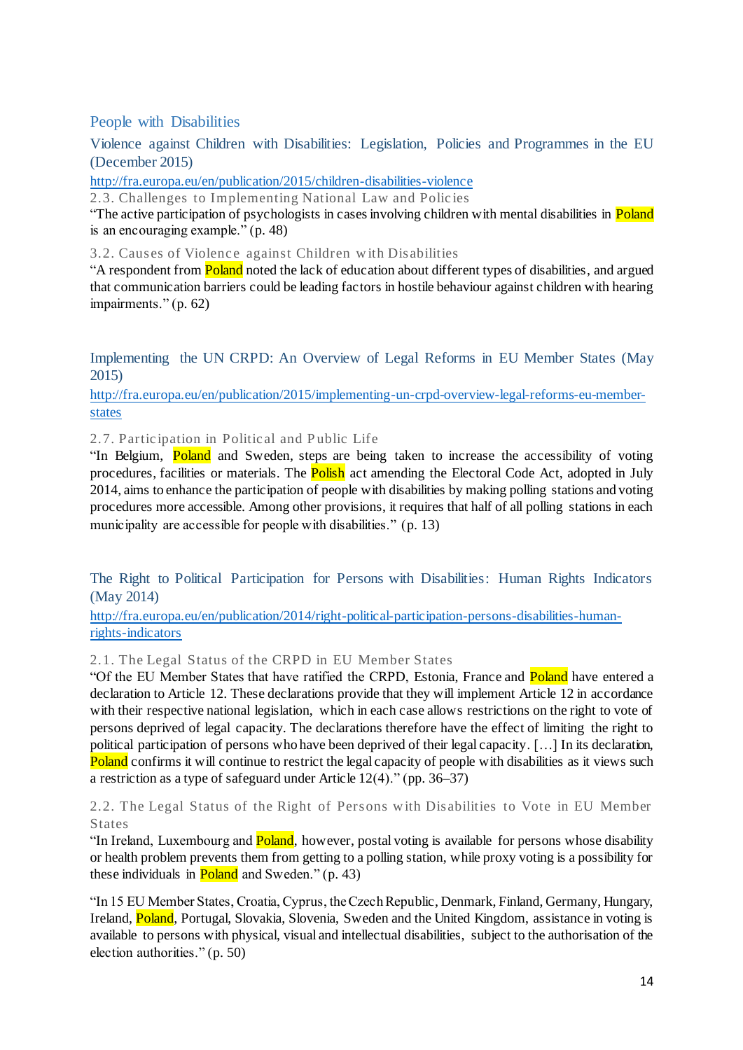## People with Disabilities

### Violence against Children with Disabilities: Legislation, Policies and Programmes in the EU (December 2015)

http://fra.europa.eu/en/publication/2015/children-disabilities-violence

#### 2.3. Challenges to Implementing National Law and Policies

"The active participation of psychologists in cases involving children with mental disabilities in Poland is an encouraging example." (p. 48)

#### 3.2. Causes of Violence against Children with Disabilities

"A respondent from Poland noted the lack of education about different types of disabilities, and argued that communication barriers could be leading factors in hostile behaviour against children with hearing impairments." (p. 62)

### Implementing the UN CRPD: An Overview of Legal Reforms in EU Member States (May 2015)

http://fra.europa.eu/en/publication/2015/implementing-un-crpd-overview-legal-reforms-eu-member-states

#### 2.7. Participation in Political and Public Life

"In Belgium, Poland and Sweden, steps are being taken to increase the accessibility of voting procedures, facilities or materials. The Polish act amending the Electoral Code Act, adopted in July 2014, aims to enhance the participation of people with disabilities by making polling stations and voting procedures more accessible. Among other provisions, it requires that half of all polling stations in each municipality are accessible for people with disabilities." (p. 13)

### The Right to Political Participation for Persons with Disabilities: Human Rights Indicators (May 2014)

http://fra.europa.eu/en/publication/2014/right-political-participation-persons-disabilities-human-rights-indicators

#### 2.1. The Legal Status of the CRPD in EU Member States

"Of the EU Member States that have ratified the CRPD, Estonia, France and Poland have entered a declaration to Article 12. These declarations provide that they will implement Article 12 in accordance with their respective national legislation, which in each case allows restrictions on the right to vote of persons deprived of legal capacity. The declarations therefore have the effect of limiting the right to political participation of persons who have been deprived of their legal capacity. […] In its declaration, Poland confirms it will continue to restrict the legal capacity of people with disabilities as it views such a restriction as a type of safeguard under Article 12(4)." (pp. 36–37)

#### 2.2. The Legal Status of the Right of Persons with Disabilities to Vote in EU Member States

"In Ireland, Luxembourg and Poland, however, postal voting is available for persons whose disability or health problem prevents them from getting to a polling station, while proxy voting is a possibility for these individuals in Poland and Sweden." (p. 43)

"In 15 EU Member States, Croatia, Cyprus, the Czech Republic, Denmark, Finland, Germany, Hungary, Ireland, Poland, Portugal, Slovakia, Slovenia, Sweden and the United Kingdom, assistance in voting is available to persons with physical, visual and intellectual disabilities, subject to the authorisation of the election authorities." (p. 50)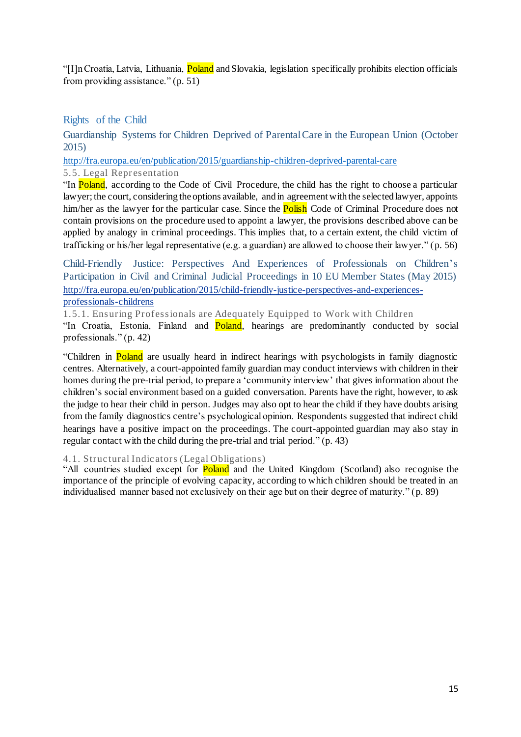"[I]n Croatia, Latvia, Lithuania, Poland and Slovakia, legislation specifically prohibits election officials from providing assistance." (p. 51)

## Rights of the Child

### Guardianship Systems for Children Deprived of Parental Care in the European Union (October 2015)

http://fra.europa.eu/en/publication/2015/guardianship-children-deprived-parental-care

#### 5.5. Legal Representation

"In Poland, according to the Code of Civil Procedure, the child has the right to choose a particular lawyer; the court, considering the options available, and in agreement with the selected lawyer, appoints him/her as the lawyer for the particular case. Since the Polish Code of Criminal Procedure does not contain provisions on the procedure used to appoint a lawyer, the provisions described above can be applied by analogy in criminal proceedings. This implies that, to a certain extent, the child victim of trafficking or his/her legal representative (e.g. a guardian) are allowed to choose their lawyer." (p. 56)

### Child-Friendly Justice: Perspectives And Experiences of Professionals on Children's Participation in Civil and Criminal Judicial Proceedings in 10 EU Member States (May 2015)

http://fra.europa.eu/en/publication/2015/child-friendly-justice-perspectives-and-experiences-professionals-childrens

#### 1.5.1. Ensuring Professionals are Adequately Equipped to Work with Children

"In Croatia, Estonia, Finland and Poland, hearings are predominantly conducted by social professionals." (p. 42)

"Children in Poland are usually heard in indirect hearings with psychologists in family diagnostic centres. Alternatively, a court-appointed family guardian may conduct interviews with children in their homes during the pre-trial period, to prepare a 'community interview' that gives information about the children's social environment based on a guided conversation. Parents have the right, however, to ask the judge to hear their child in person. Judges may also opt to hear the child if they have doubts arising from the family diagnostics centre's psychological opinion. Respondents suggested that indirect child hearings have a positive impact on the proceedings. The court-appointed guardian may also stay in regular contact with the child during the pre-trial and trial period." (p. 43)

#### 4.1. Structural Indicators (Legal Obligations)

"All countries studied except for Poland and the United Kingdom (Scotland) also recognise the importance of the principle of evolving capacity, according to which children should be treated in an individualised manner based not exclusively on their age but on their degree of maturity." (p. 89)